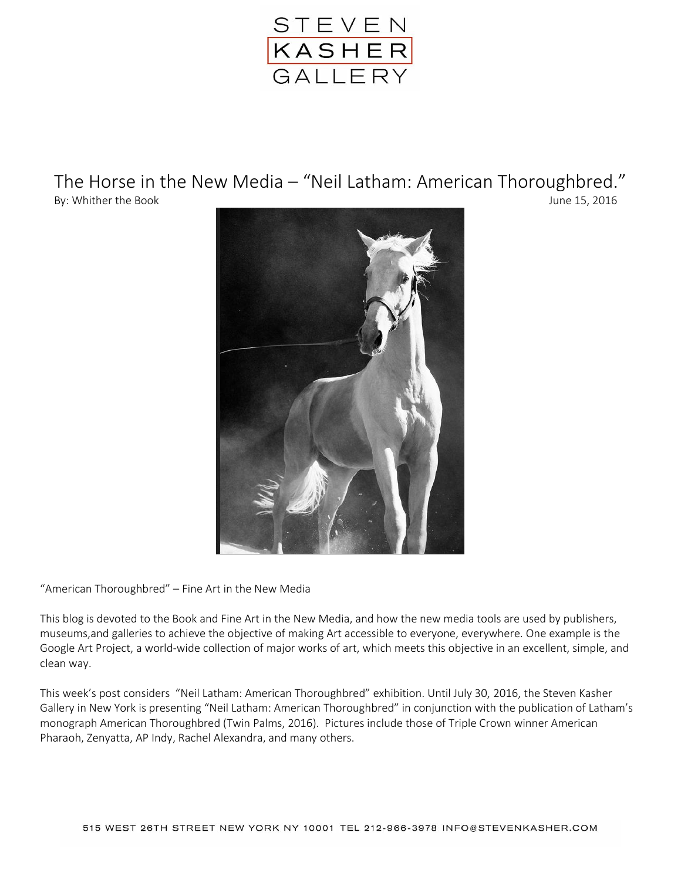STEVEN KASHER GALLERY

# The Horse in the New Media – "Neil Latham: American Thoroughbred."

By: Whither the Book

June 15, 2016

"American Thoroughbred" – Fine Art in the New Media

This blog is devoted to the Book and Fine Art in the New Media, and how the new media tools are used by publishers, museums,and galleries to achieve the objective of making Art accessible to everyone, everywhere. One example is the Google Art Project, a world-wide collection of major works of art, which meets this objective in an excellent, simple, and clean way.

This week's post considers "Neil Latham: American Thoroughbred" exhibition. Until July 30, 2016, the Steven Kasher Gallery in New York is presenting "Neil Latham: American Thoroughbred" in conjunction with the publication of Latham's monograph American Thoroughbred (Twin Palms, 2016). Pictures include those of Triple Crown winner American Pharaoh, Zenyatta, AP Indy, Rachel Alexandra, and many others.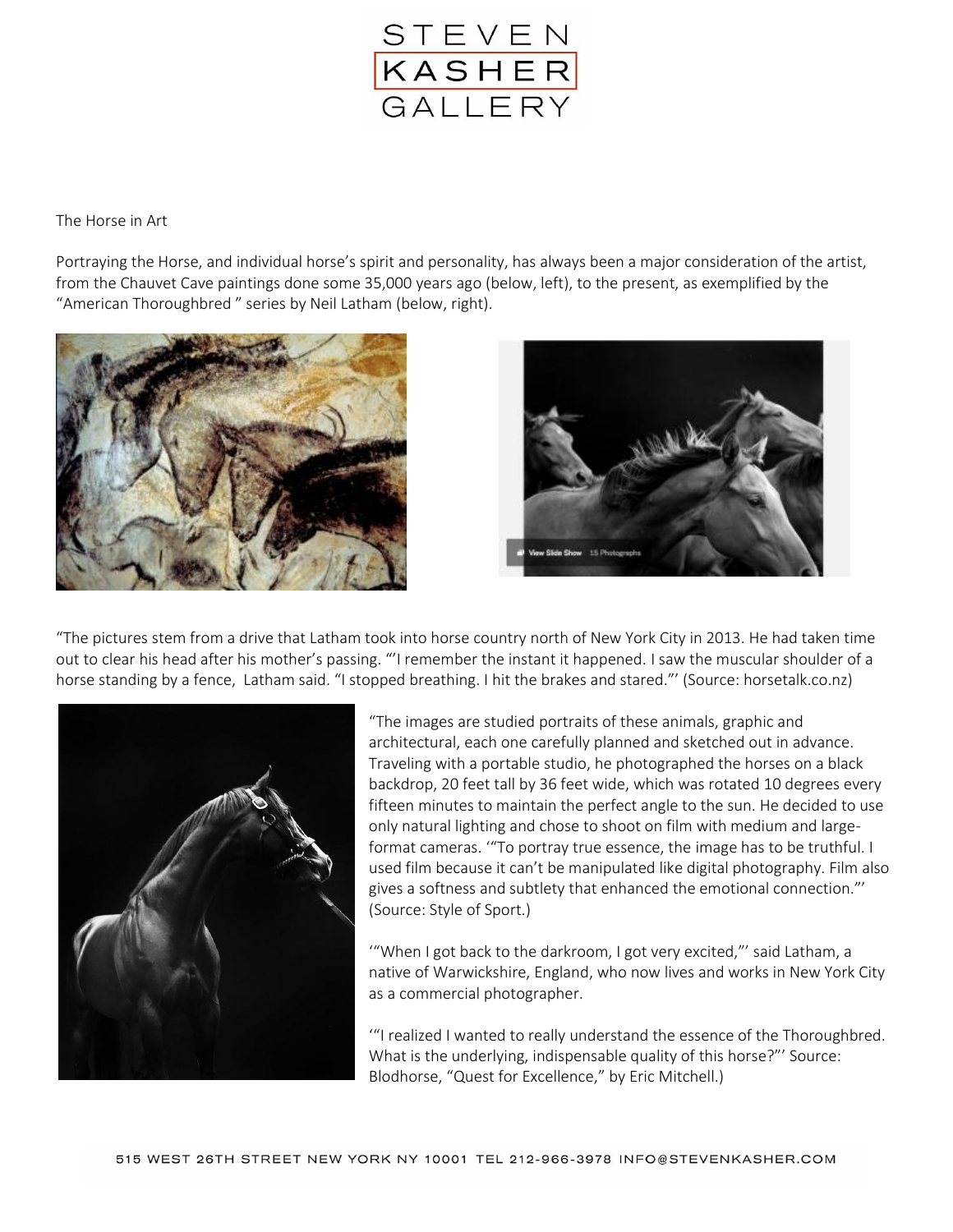The Horse in Art

Portraying the Horse, and individual horse's spirit and personality, has always been a major consideration of the artist, from the Chauvet Cave paintings done some 35,000 years ago (below, left), to the present, as exemplified by the "American Thoroughbred " series by Neil Latham (below, right).

"The pictures stem from a drive that Latham took into horse country north of New York City in 2013. He had taken time out to clear his head after his mother's passing. "'I remember the instant it happened. I saw the muscular shoulder of a horse standing by a fence, Latham said. "I stopped breathing. I hit the brakes and stared."' (Source: horsetalk.co.nz)

"The images are studied portraits of these animals, graphic and architectural, each one carefully planned and sketched out in advance. Traveling with a portable studio, he photographed the horses on a black backdrop, 20 feet tall by 36 feet wide, which was rotated 10 degrees every fifteen minutes to maintain the perfect angle to the sun. He decided to use only natural lighting and chose to shoot on film with medium and large-format cameras. '"To portray true essence, the image has to be truthful. I used film because it can't be manipulated like digital photography. Film also gives a softness and subtlety that enhanced the emotional connection."' (Source: Style of Sport.)

'"When I got back to the darkroom, I got very excited,"' said Latham, a native of Warwickshire, England, who now lives and works in New York City as a commercial photographer.

'"I realized I wanted to really understand the essence of the Thoroughbred. What is the underlying, indispensable quality of this horse?"' Source: Blodhorse, "Quest for Excellence," by Eric Mitchell.)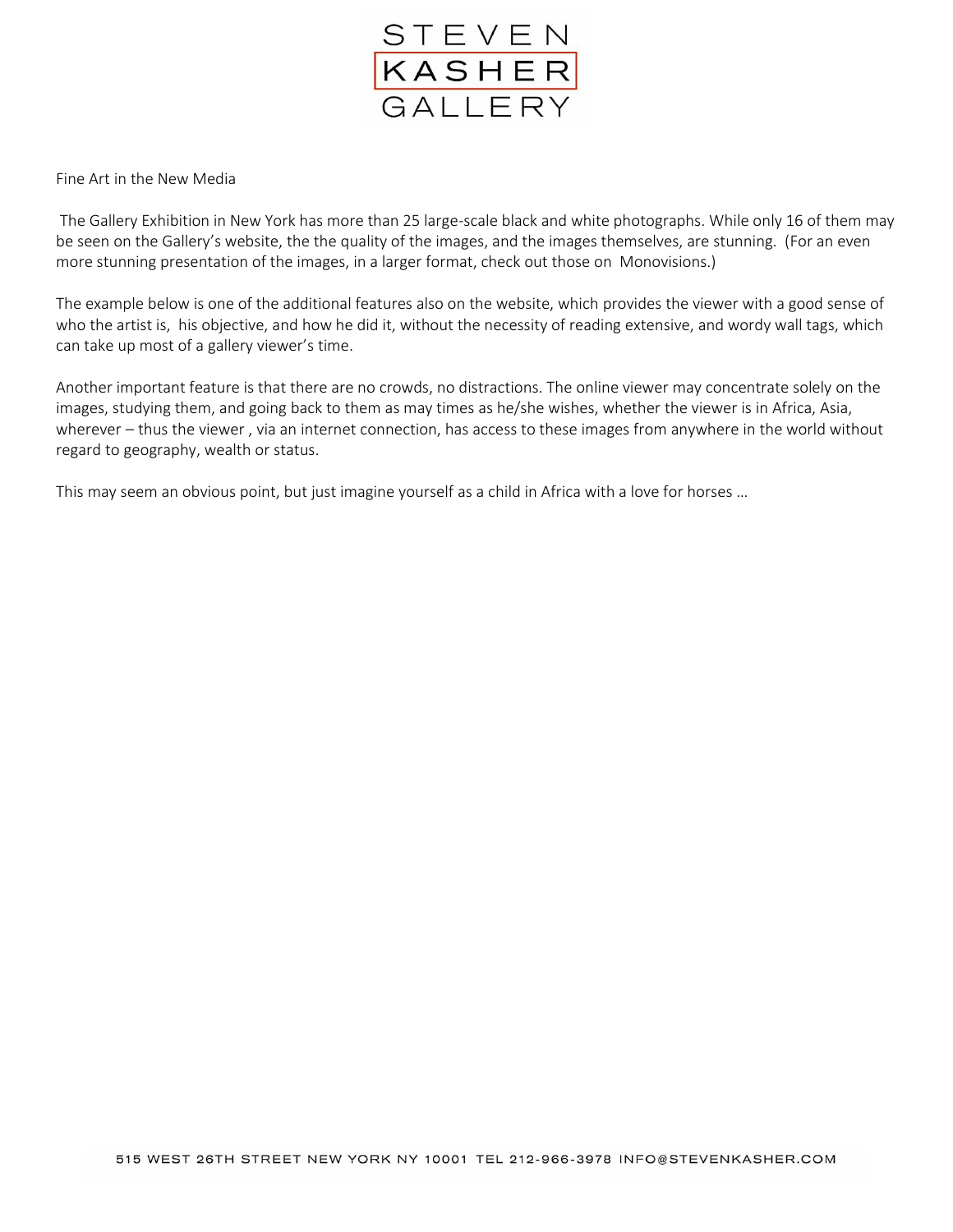Fine Art in the New Media

The Gallery Exhibition in New York has more than 25 large-scale black and white photographs. While only 16 of them may be seen on the Gallery's website, the the quality of the images, and the images themselves, are stunning. (For an even more stunning presentation of the images, in a larger format, check out those on Monovisions.)

The example below is one of the additional features also on the website, which provides the viewer with a good sense of who the artist is, his objective, and how he did it, without the necessity of reading extensive, and wordy wall tags, which can take up most of a gallery viewer's time.

Another important feature is that there are no crowds, no distractions. The online viewer may concentrate solely on the images, studying them, and going back to them as may times as he/she wishes, whether the viewer is in Africa, Asia, wherever – thus the viewer , via an internet connection, has access to these images from anywhere in the world without regard to geography, wealth or status.

This may seem an obvious point, but just imagine yourself as a child in Africa with a love for horses …